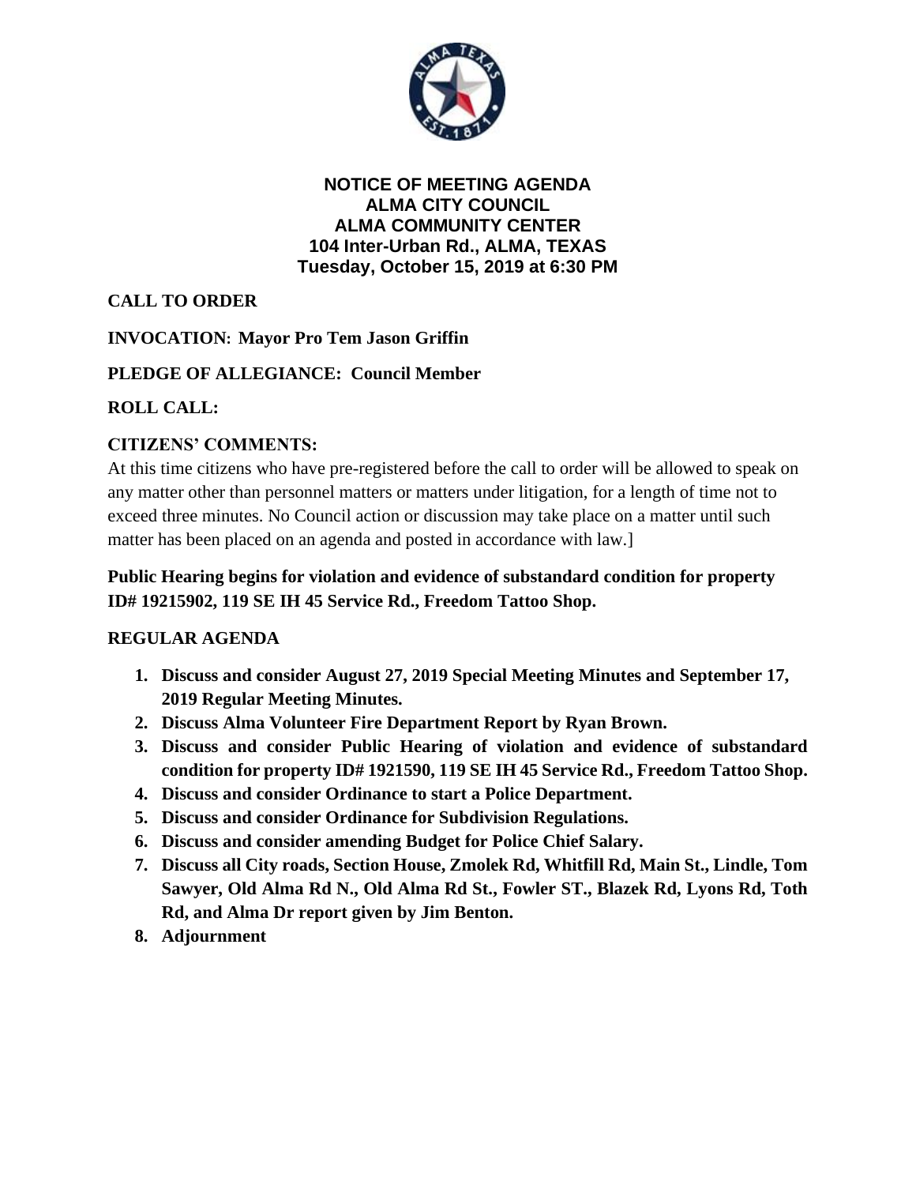**NOTICE OF MEETING AGENDA**
**ALMA CITY COUNCIL**
**ALMA COMMUNITY CENTER**
**104 Inter-Urban Rd., ALMA, TEXAS**
**Tuesday, October 15, 2019 at 6:30 PM**

**CALL TO ORDER**

**INVOCATION: Mayor Pro Tem Jason Griffin**

**PLEDGE OF ALLEGIANCE: Council Member**

**ROLL CALL:**

**CITIZENS' COMMENTS:**

At this time citizens who have pre-registered before the call to order will be allowed to speak on any matter other than personnel matters or matters under litigation, for a length of time not to exceed three minutes. No Council action or discussion may take place on a matter until such matter has been placed on an agenda and posted in accordance with law.]

**Public Hearing begins for violation and evidence of substandard condition for property ID# 19215902, 119 SE IH 45 Service Rd., Freedom Tattoo Shop.**

**REGULAR AGENDA**

1. **Discuss and consider August 27, 2019 Special Meeting Minutes and September 17, 2019 Regular Meeting Minutes.**
2. **Discuss Alma Volunteer Fire Department Report by Ryan Brown.**
3. **Discuss and consider Public Hearing of violation and evidence of substandard condition for property ID# 1921590, 119 SE IH 45 Service Rd., Freedom Tattoo Shop.**
4. **Discuss and consider Ordinance to start a Police Department.**
5. **Discuss and consider Ordinance for Subdivision Regulations.**
6. **Discuss and consider amending Budget for Police Chief Salary.**
7. **Discuss all City roads, Section House, Zmolek Rd, Whitfill Rd, Main St., Lindle, Tom Sawyer, Old Alma Rd N., Old Alma Rd St., Fowler ST., Blazek Rd, Lyons Rd, Toth Rd, and Alma Dr report given by Jim Benton.**
8. **Adjournment**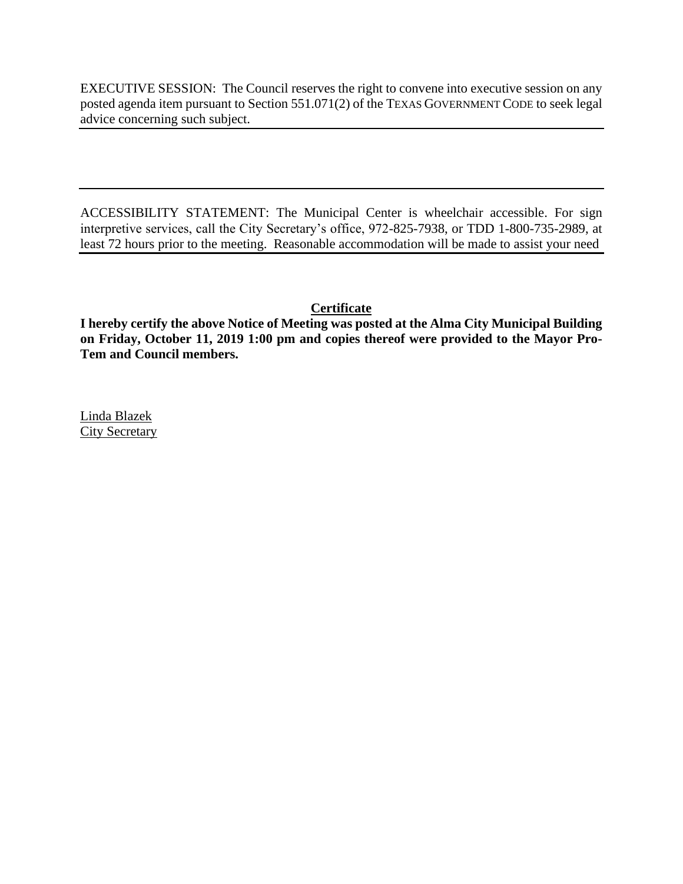EXECUTIVE SESSION: The Council reserves the right to convene into executive session on any posted agenda item pursuant to Section 551.071(2) of the TEXAS GOVERNMENT CODE to seek legal advice concerning such subject.

---

ACCESSIBILITY STATEMENT: The Municipal Center is wheelchair accessible. For sign interpretive services, call the City Secretary's office, 972-825-7938, or TDD 1-800-735-2989, at least 72 hours prior to the meeting. Reasonable accommodation will be made to assist your need

---

**Certificate**

**I hereby certify the above Notice of Meeting was posted at the Alma City Municipal Building on Friday, October 11, 2019 1:00 pm and copies thereof were provided to the Mayor Pro-Tem and Council members.**

Linda Blazek
City Secretary